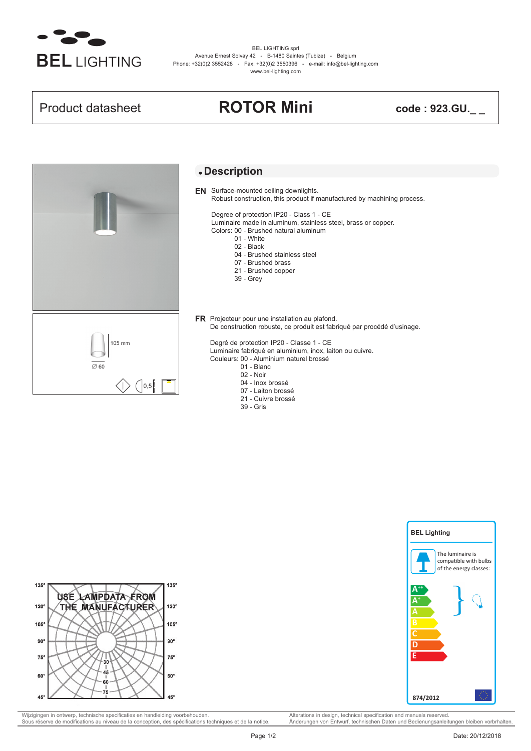BEL LIGHTING

BEL LIGHTING sprl
Avenue Ernest Solvay 42 - B-1480 Saintes (Tubize) - Belgium
Phone: +32(0)2 3552428 - Fax: +32(0)2 3550396 - e-mail: info@bel-lighting.com
www.bel-lighting.com

Product datasheet

# ROTOR Mini

**code : 923.GU._ _**

105 mm

∅ 60

0,5

## Description

**EN** Surface-mounted ceiling downlights.
Robust construction, this product if manufactured by machining process.

Degree of protection IP20 - Class 1 - CE
Luminaire made in aluminum, stainless steel, brass or copper.
Colors: 00 - Brushed natural aluminum
01 - White
02 - Black
04 - Brushed stainless steel
07 - Brushed brass
21 - Brushed copper
39 - Grey

**FR** Projecteur pour une installation au plafond.
De construction robuste, ce produit est fabriqué par procédé d'usinage.

Degré de protection IP20 - Classe 1 - CE
Luminaire fabriqué en aluminium, inox, laiton ou cuivre.
Couleurs: 00 - Aluminium naturel brossé
01 - Blanc
02 - Noir
04 - Inox brossé
07 - Laiton brossé
21 - Cuivre brossé
39 - Gris

USE LAMPDATA FROM THE MANUFACTURER

BEL Lighting

The luminaire is compatible with bulbs of the energy classes:

A++
A+
A
B
C
D
E

874/2012

Wijzigingen in ontwerp, technische specificaties en handleiding voorbehouden.
Sous réserve de modifications au niveau de la conception, des spécifications techniques et de la notice.
Alterations in design, technical specification and manuals reserved.
Änderungen von Entwurf, technischen Daten und Bedienungsanleitungen bleiben vorbrhalten.

Date: 20/12/2018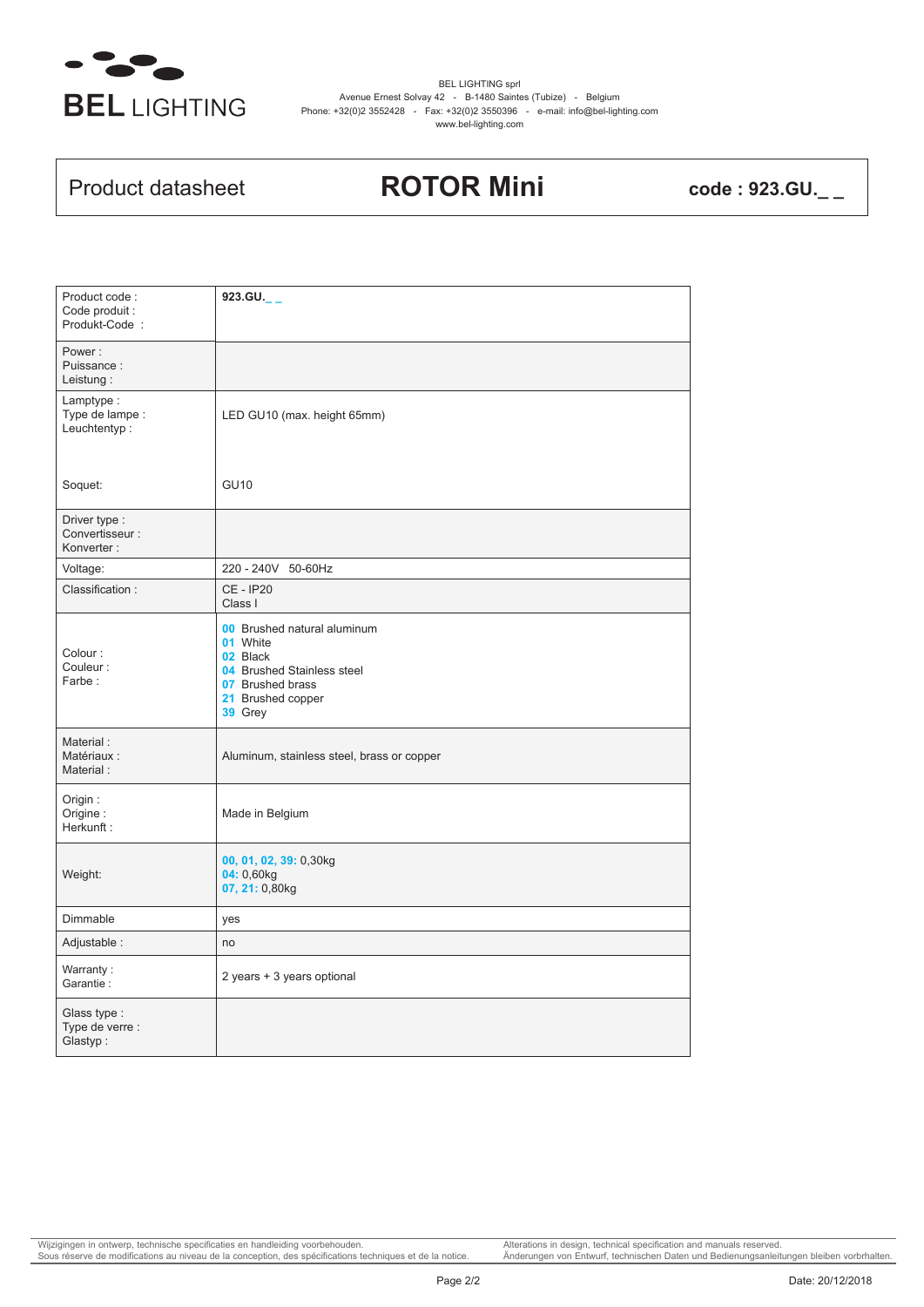BEL LIGHTING

BEL LIGHTING sprl
Avenue Ernest Solvay 42 - B-1480 Saintes (Tubize) - Belgium
Phone: +32(0)2 3552428 - Fax: +32(0)2 3550396 - e-mail: info@bel-lighting.com
www.bel-lighting.com

| Product datasheet | ROTOR Mini | code : 923.GU._ _ |
|---|---|---|

| | |
|---|---|
| Product code :<br>Code produit :<br>Produkt-Code : | **923.GU._ _** |
| Power :<br>Puissance :<br>Leistung : | |
| Lamptype :<br>Type de lampe :<br>Leuchtentyp : | LED GU10 (max. height 65mm) |
| Soquet: | GU10 |
| Driver type :<br>Convertisseur :<br>Konverter : | |
| Voltage: | 220 - 240V 50-60Hz |
| Classification : | CE - IP20<br>Class I |
| Colour :<br>Couleur :<br>Farbe : | **00** Brushed natural aluminum<br>**01** White<br>**02** Black<br>**04** Brushed Stainless steel<br>**07** Brushed brass<br>**21** Brushed copper<br>**39** Grey |
| Material :<br>Matériaux :<br>Material : | Aluminum, stainless steel, brass or copper |
| Origin :<br>Origine :<br>Herkunft : | Made in Belgium |
| Weight: | **00, 01, 02, 39:** 0,30kg<br>**04:** 0,60kg<br>**07, 21:** 0,80kg |
| Dimmable | yes |
| Adjustable : | no |
| Warranty :<br>Garantie : | 2 years + 3 years optional |
| Glass type :<br>Type de verre :<br>Glastyp : | |

Wijzigingen in ontwerp, technische specificaties en handleiding voorbehouden.
Sous réserve de modifications au niveau de la conception, des spécifications techniques et de la notice.
Alterations in design, technical specification and manuals reserved.
Änderungen von Entwurf, technischen Daten und Bedienungsanleitungen bleiben vorbrhalten.

Date: 20/12/2018